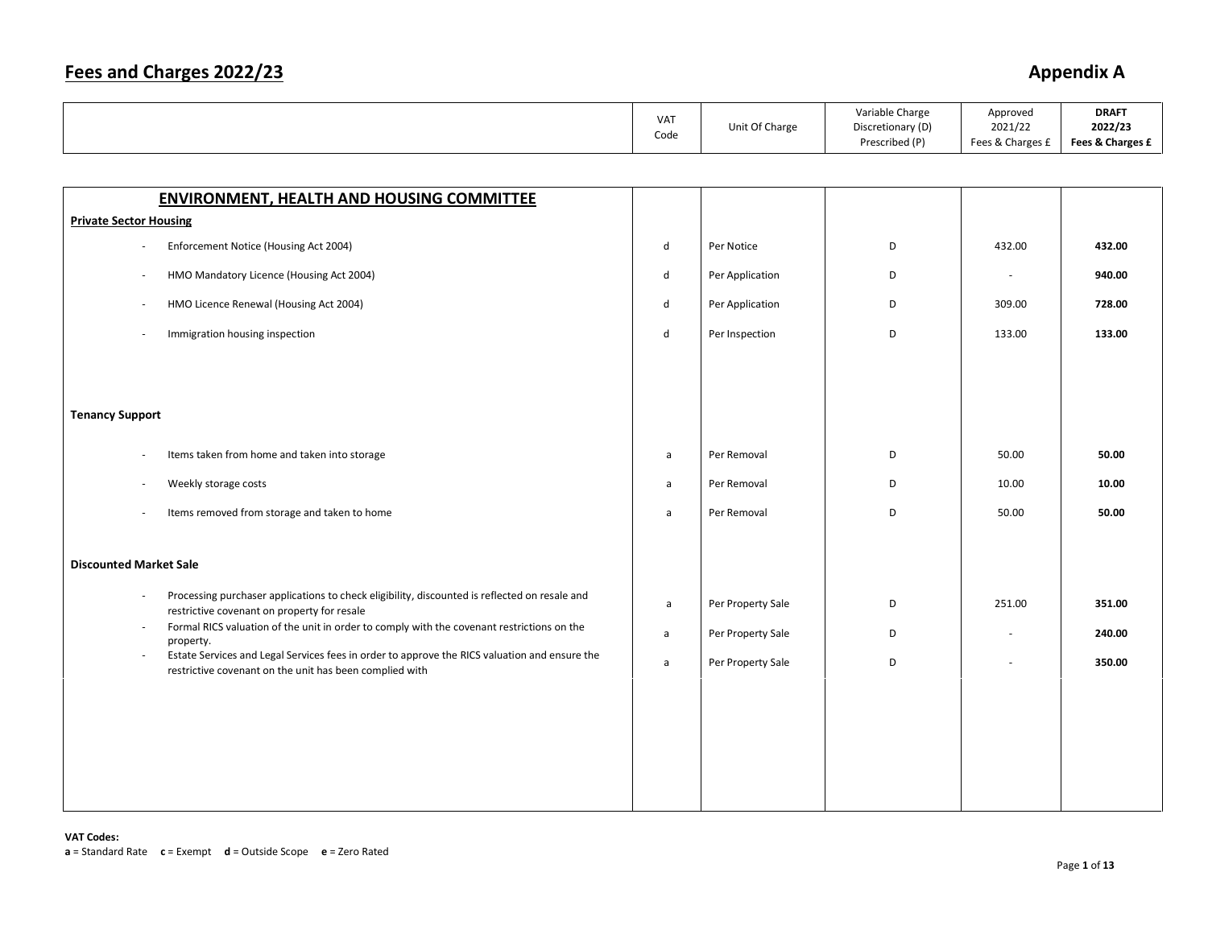# Fees and Charges 2022/23

**Appendix A**

| | VAT Code | Unit Of Charge | Variable Charge Discretionary (D) Prescribed (P) | Approved 2021/22 Fees & Charges £ | **DRAFT 2022/23 Fees & Charges £** |
|---|---|---|---|---|---|
| **ENVIRONMENT, HEALTH AND HOUSING COMMITTEE** | | | | | |
| **Private Sector Housing** | | | | | |
| - Enforcement Notice (Housing Act 2004) | d | Per Notice | D | 432.00 | **432.00** |
| - HMO Mandatory Licence (Housing Act 2004) | d | Per Application | D | - | **940.00** |
| - HMO Licence Renewal (Housing Act 2004) | d | Per Application | D | 309.00 | **728.00** |
| - Immigration housing inspection | d | Per Inspection | D | 133.00 | **133.00** |
| **Tenancy Support** | | | | | |
| - Items taken from home and taken into storage | a | Per Removal | D | 50.00 | **50.00** |
| - Weekly storage costs | a | Per Removal | D | 10.00 | **10.00** |
| - Items removed from storage and taken to home | a | Per Removal | D | 50.00 | **50.00** |
| **Discounted Market Sale** | | | | | |
| - Processing purchaser applications to check eligibility, discounted is reflected on resale and restrictive covenant on property for resale | a | Per Property Sale | D | 251.00 | **351.00** |
| - Formal RICS valuation of the unit in order to comply with the covenant restrictions on the property. | a | Per Property Sale | D | - | **240.00** |
| - Estate Services and Legal Services fees in order to approve the RICS valuation and ensure the restrictive covenant on the unit has been complied with | a | Per Property Sale | D | - | **350.00** |

**VAT Codes:**
**a** = Standard Rate **c** = Exempt **d** = Outside Scope **e** = Zero Rated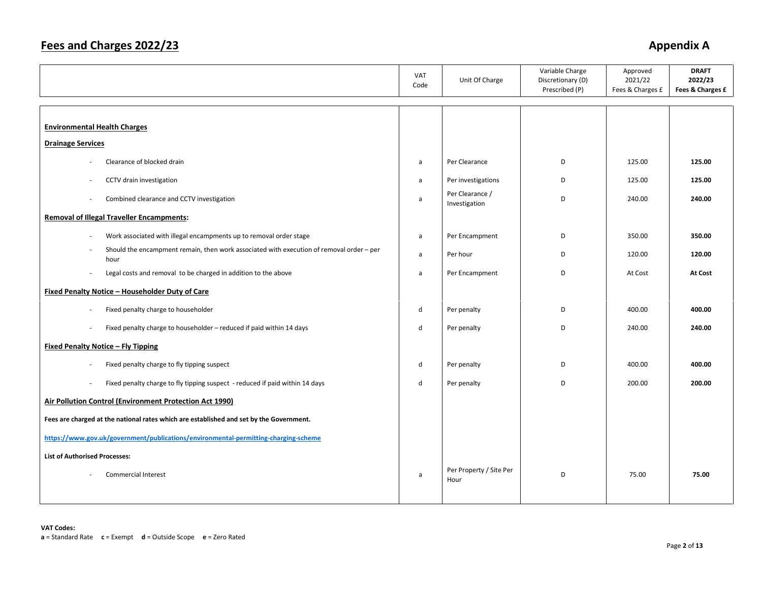# Fees and Charges 2022/23

## Appendix A

| | VAT Code | Unit Of Charge | Variable Charge Discretionary (D) Prescribed (P) | Approved 2021/22 Fees & Charges £ | **DRAFT 2022/23 Fees & Charges £** |
|---|---|---|---|---|---|
| **Environmental Health Charges** | | | | | |
| **Drainage Services** | | | | | |
| - Clearance of blocked drain | a | Per Clearance | D | 125.00 | **125.00** |
| - CCTV drain investigation | a | Per investigations | D | 125.00 | **125.00** |
| - Combined clearance and CCTV investigation | a | Per Clearance / Investigation | D | 240.00 | **240.00** |
| **Removal of Illegal Traveller Encampments:** | | | | | |
| - Work associated with illegal encampments up to removal order stage | a | Per Encampment | D | 350.00 | **350.00** |
| - Should the encampment remain, then work associated with execution of removal order – per hour | a | Per hour | D | 120.00 | **120.00** |
| - Legal costs and removal to be charged in addition to the above | a | Per Encampment | D | At Cost | **At Cost** |
| **Fixed Penalty Notice – Householder Duty of Care** | | | | | |
| - Fixed penalty charge to householder | d | Per penalty | D | 400.00 | **400.00** |
| - Fixed penalty charge to householder – reduced if paid within 14 days | d | Per penalty | D | 240.00 | **240.00** |
| **Fixed Penalty Notice – Fly Tipping** | | | | | |
| - Fixed penalty charge to fly tipping suspect | d | Per penalty | D | 400.00 | **400.00** |
| - Fixed penalty charge to fly tipping suspect - reduced if paid within 14 days | d | Per penalty | D | 200.00 | **200.00** |
| **Air Pollution Control (Environment Protection Act 1990)** | | | | | |
| **Fees are charged at the national rates which are established and set by the Government.** | | | | | |
| **https://www.gov.uk/government/publications/environmental-permitting-charging-scheme** | | | | | |
| **List of Authorised Processes:** | | | | | |
| - Commercial Interest | a | Per Property / Site Per Hour | D | 75.00 | **75.00** |

**VAT Codes:**
**a** = Standard Rate **c** = Exempt **d** = Outside Scope **e** = Zero Rated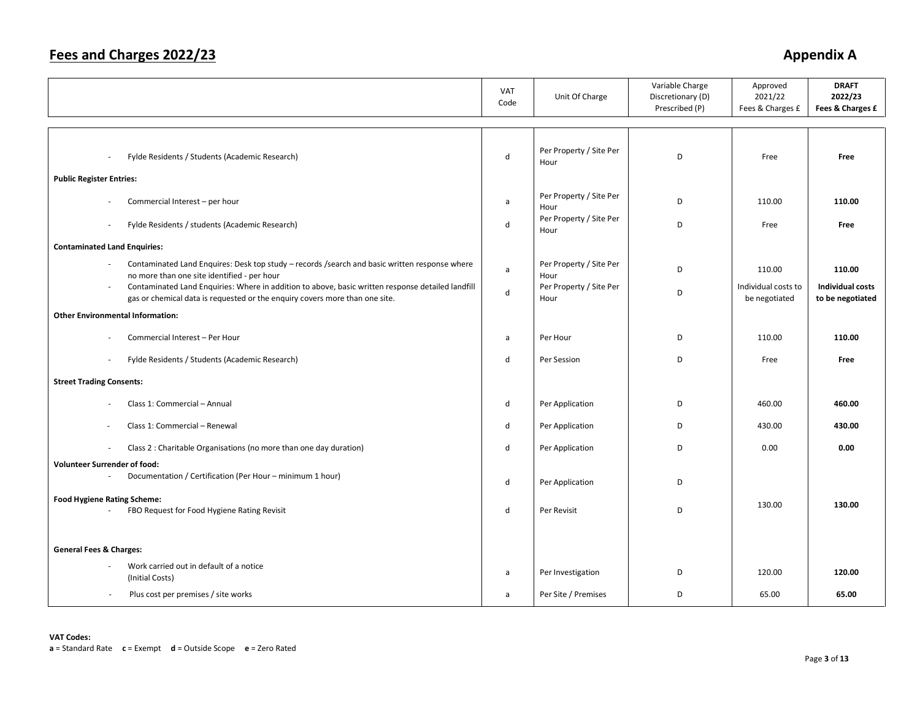## Fees and Charges 2022/23

## Appendix A

| | VAT Code | Unit Of Charge | Variable Charge Discretionary (D) Prescribed (P) | Approved 2021/22 Fees & Charges £ | **DRAFT 2022/23 Fees & Charges £** |
|---|---|---|---|---|---|
| - Fylde Residents / Students (Academic Research) | d | Per Property / Site Per Hour | D | Free | **Free** |
| **Public Register Entries:** | | | | | |
| - Commercial Interest – per hour | a | Per Property / Site Per Hour | D | 110.00 | **110.00** |
| - Fylde Residents / students (Academic Research) | d | Per Property / Site Per Hour | D | Free | **Free** |
| **Contaminated Land Enquiries:** | | | | | |
| - Contaminated Land Enquires: Desk top study – records /search and basic written response where no more than one site identified - per hour | a | Per Property / Site Per Hour | D | 110.00 | **110.00** |
| - Contaminated Land Enquiries: Where in addition to above, basic written response detailed landfill gas or chemical data is requested or the enquiry covers more than one site. | d | Per Property / Site Per Hour | D | Individual costs to be negotiated | **Individual costs to be negotiated** |
| **Other Environmental Information:** | | | | | |
| - Commercial Interest – Per Hour | a | Per Hour | D | 110.00 | **110.00** |
| - Fylde Residents / Students (Academic Research) | d | Per Session | D | Free | **Free** |
| **Street Trading Consents:** | | | | | |
| - Class 1: Commercial – Annual | d | Per Application | D | 460.00 | **460.00** |
| - Class 1: Commercial – Renewal | d | Per Application | D | 430.00 | **430.00** |
| - Class 2 : Charitable Organisations (no more than one day duration) | d | Per Application | D | 0.00 | **0.00** |
| **Volunteer Surrender of food:** | | | | | |
| - Documentation / Certification (Per Hour – minimum 1 hour) | d | Per Application | D | | |
| **Food Hygiene Rating Scheme:** | | | | | |
| - FBO Request for Food Hygiene Rating Revisit | d | Per Revisit | D | 130.00 | **130.00** |
| **General Fees & Charges:** | | | | | |
| - Work carried out in default of a notice (Initial Costs) | a | Per Investigation | D | 120.00 | **120.00** |
| - Plus cost per premises / site works | a | Per Site / Premises | D | 65.00 | **65.00** |

**VAT Codes:**
**a** = Standard Rate **c** = Exempt **d** = Outside Scope **e** = Zero Rated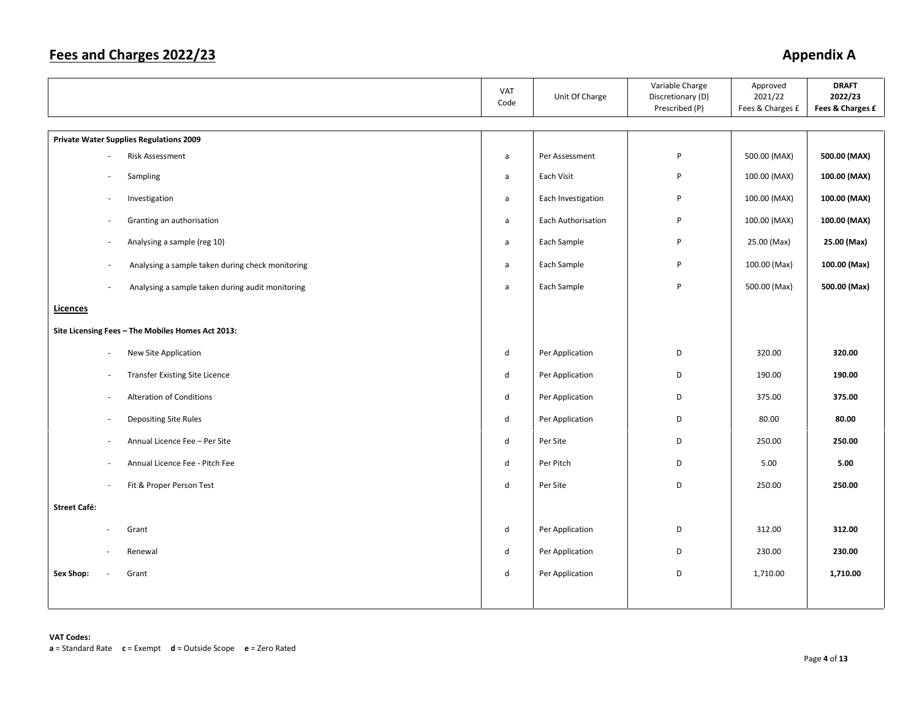## Fees and Charges 2022/23

## Appendix A

| | VAT Code | Unit Of Charge | Variable Charge Discretionary (D) Prescribed (P) | Approved 2021/22 Fees & Charges £ | **DRAFT 2022/23 Fees & Charges £** |
|---|---|---|---|---|---|
| **Private Water Supplies Regulations 2009** | | | | | |
| - Risk Assessment | a | Per Assessment | P | 500.00 (MAX) | **500.00 (MAX)** |
| - Sampling | a | Each Visit | P | 100.00 (MAX) | **100.00 (MAX)** |
| - Investigation | a | Each Investigation | P | 100.00 (MAX) | **100.00 (MAX)** |
| - Granting an authorisation | a | Each Authorisation | P | 100.00 (MAX) | **100.00 (MAX)** |
| - Analysing a sample (reg 10) | a | Each Sample | P | 25.00 (Max) | **25.00 (Max)** |
| - Analysing a sample taken during check monitoring | a | Each Sample | P | 100.00 (Max) | **100.00 (Max)** |
| - Analysing a sample taken during audit monitoring | a | Each Sample | P | 500.00 (Max) | **500.00 (Max)** |
| **Licences** | | | | | |
| **Site Licensing Fees – The Mobiles Homes Act 2013:** | | | | | |
| - New Site Application | d | Per Application | D | 320.00 | **320.00** |
| - Transfer Existing Site Licence | d | Per Application | D | 190.00 | **190.00** |
| - Alteration of Conditions | d | Per Application | D | 375.00 | **375.00** |
| - Depositing Site Rules | d | Per Application | D | 80.00 | **80.00** |
| - Annual Licence Fee – Per Site | d | Per Site | D | 250.00 | **250.00** |
| - Annual Licence Fee - Pitch Fee | d | Per Pitch | D | 5.00 | **5.00** |
| - Fit & Proper Person Test | d | Per Site | D | 250.00 | **250.00** |
| **Street Café:** | | | | | |
| - Grant | d | Per Application | D | 312.00 | **312.00** |
| - Renewal | d | Per Application | D | 230.00 | **230.00** |
| **Sex Shop:** - Grant | d | Per Application | D | 1,710.00 | **1,710.00** |

**VAT Codes:**
**a** = Standard Rate **c** = Exempt **d** = Outside Scope **e** = Zero Rated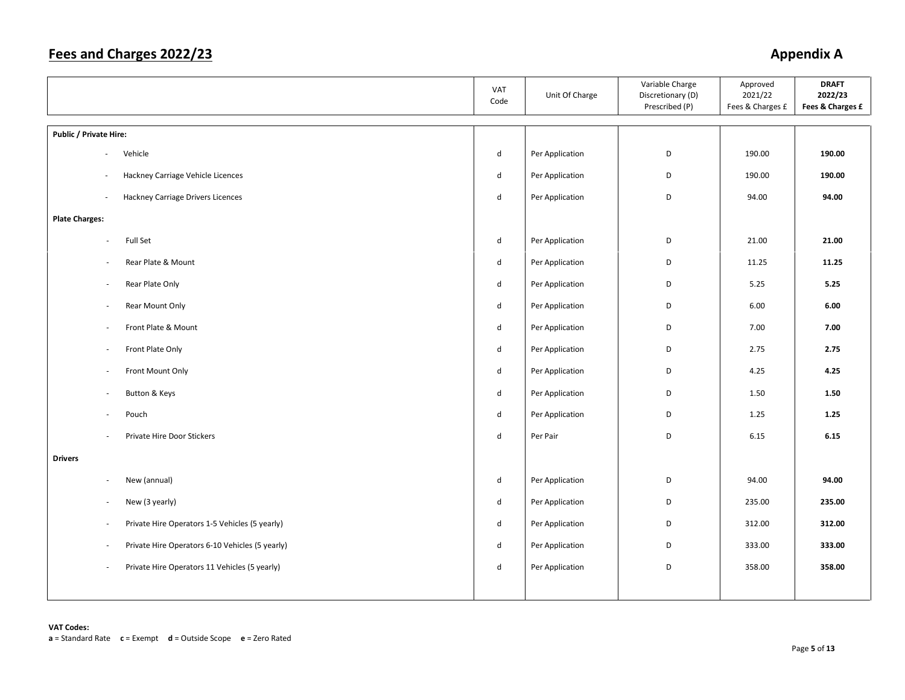## Fees and Charges 2022/23

## Appendix A

| | VAT Code | Unit Of Charge | Variable Charge Discretionary (D) Prescribed (P) | Approved 2021/22 Fees & Charges £ | **DRAFT 2022/23 Fees & Charges £** |
|---|---|---|---|---|---|
| **Public / Private Hire:** | | | | | |
| - Vehicle | d | Per Application | D | 190.00 | **190.00** |
| - Hackney Carriage Vehicle Licences | d | Per Application | D | 190.00 | **190.00** |
| - Hackney Carriage Drivers Licences | d | Per Application | D | 94.00 | **94.00** |
| **Plate Charges:** | | | | | |
| - Full Set | d | Per Application | D | 21.00 | **21.00** |
| - Rear Plate & Mount | d | Per Application | D | 11.25 | **11.25** |
| - Rear Plate Only | d | Per Application | D | 5.25 | **5.25** |
| - Rear Mount Only | d | Per Application | D | 6.00 | **6.00** |
| - Front Plate & Mount | d | Per Application | D | 7.00 | **7.00** |
| - Front Plate Only | d | Per Application | D | 2.75 | **2.75** |
| - Front Mount Only | d | Per Application | D | 4.25 | **4.25** |
| - Button & Keys | d | Per Application | D | 1.50 | **1.50** |
| - Pouch | d | Per Application | D | 1.25 | **1.25** |
| - Private Hire Door Stickers | d | Per Pair | D | 6.15 | **6.15** |
| **Drivers** | | | | | |
| - New (annual) | d | Per Application | D | 94.00 | **94.00** |
| - New (3 yearly) | d | Per Application | D | 235.00 | **235.00** |
| - Private Hire Operators 1-5 Vehicles (5 yearly) | d | Per Application | D | 312.00 | **312.00** |
| - Private Hire Operators 6-10 Vehicles (5 yearly) | d | Per Application | D | 333.00 | **333.00** |
| - Private Hire Operators 11 Vehicles (5 yearly) | d | Per Application | D | 358.00 | **358.00** |

**VAT Codes:**
**a** = Standard Rate **c** = Exempt **d** = Outside Scope **e** = Zero Rated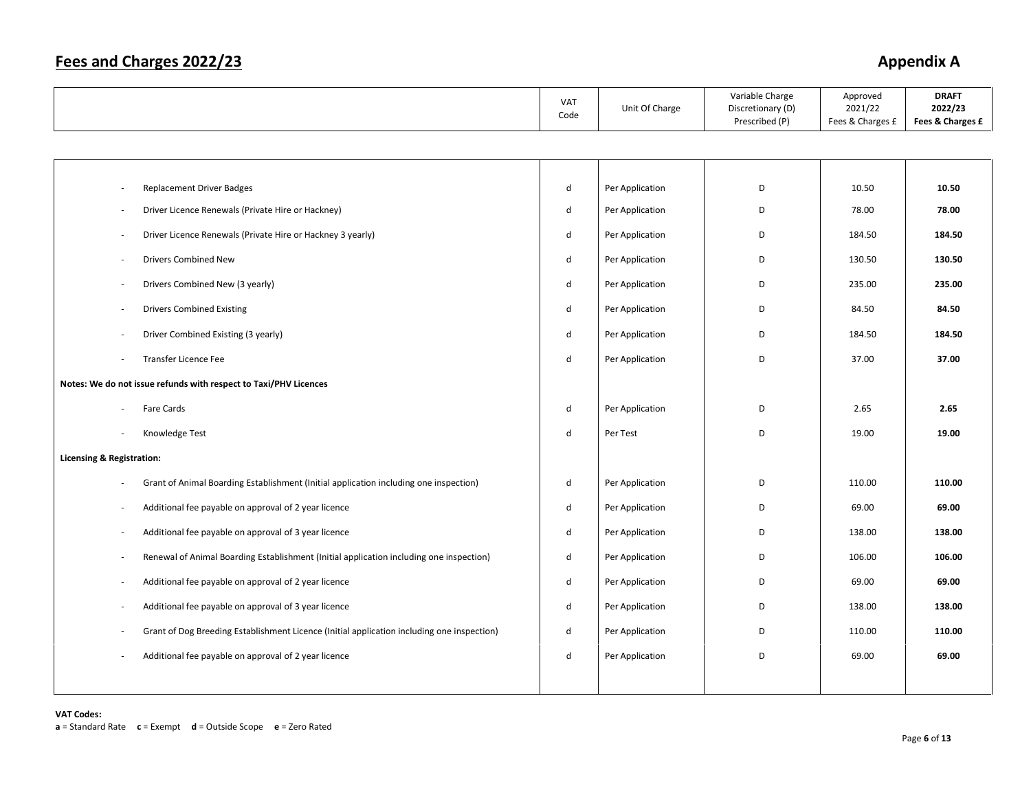## Fees and Charges 2022/23

## Appendix A

| | VAT Code | Unit Of Charge | Variable Charge Discretionary (D) Prescribed (P) | Approved 2021/22 Fees & Charges £ | **DRAFT 2022/23 Fees & Charges £** |
|---|---|---|---|---|---|
| - Replacement Driver Badges | d | Per Application | D | 10.50 | **10.50** |
| - Driver Licence Renewals (Private Hire or Hackney) | d | Per Application | D | 78.00 | **78.00** |
| - Driver Licence Renewals (Private Hire or Hackney 3 yearly) | d | Per Application | D | 184.50 | **184.50** |
| - Drivers Combined New | d | Per Application | D | 130.50 | **130.50** |
| - Drivers Combined New (3 yearly) | d | Per Application | D | 235.00 | **235.00** |
| - Drivers Combined Existing | d | Per Application | D | 84.50 | **84.50** |
| - Driver Combined Existing (3 yearly) | d | Per Application | D | 184.50 | **184.50** |
| - Transfer Licence Fee | d | Per Application | D | 37.00 | **37.00** |
| **Notes: We do not issue refunds with respect to Taxi/PHV Licences** | | | | | |
| - Fare Cards | d | Per Application | D | 2.65 | **2.65** |
| - Knowledge Test | d | Per Test | D | 19.00 | **19.00** |
| **Licensing & Registration:** | | | | | |
| - Grant of Animal Boarding Establishment (Initial application including one inspection) | d | Per Application | D | 110.00 | **110.00** |
| - Additional fee payable on approval of 2 year licence | d | Per Application | D | 69.00 | **69.00** |
| - Additional fee payable on approval of 3 year licence | d | Per Application | D | 138.00 | **138.00** |
| - Renewal of Animal Boarding Establishment (Initial application including one inspection) | d | Per Application | D | 106.00 | **106.00** |
| - Additional fee payable on approval of 2 year licence | d | Per Application | D | 69.00 | **69.00** |
| - Additional fee payable on approval of 3 year licence | d | Per Application | D | 138.00 | **138.00** |
| - Grant of Dog Breeding Establishment Licence (Initial application including one inspection) | d | Per Application | D | 110.00 | **110.00** |
| - Additional fee payable on approval of 2 year licence | d | Per Application | D | 69.00 | **69.00** |

**VAT Codes:**
**a** = Standard Rate **c** = Exempt **d** = Outside Scope **e** = Zero Rated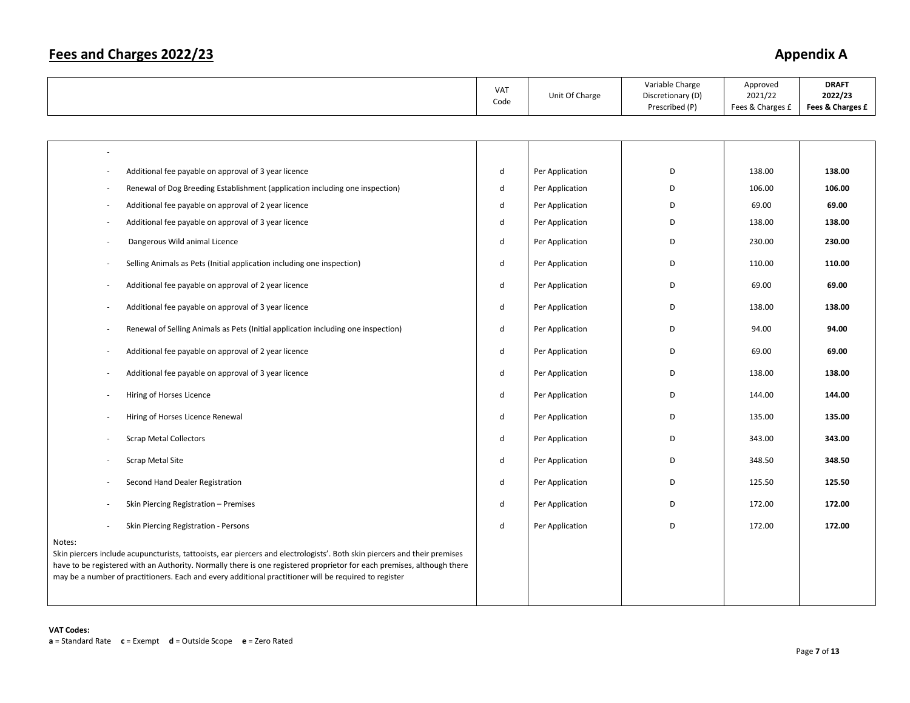# Fees and Charges 2022/23

## Appendix A

| | VAT Code | Unit Of Charge | Variable Charge Discretionary (D) Prescribed (P) | Approved 2021/22 Fees & Charges £ | **DRAFT 2022/23 Fees & Charges £** |
|---|---|---|---|---|---|
| - | | | | | |
| - Additional fee payable on approval of 3 year licence | d | Per Application | D | 138.00 | **138.00** |
| - Renewal of Dog Breeding Establishment (application including one inspection) | d | Per Application | D | 106.00 | **106.00** |
| - Additional fee payable on approval of 2 year licence | d | Per Application | D | 69.00 | **69.00** |
| - Additional fee payable on approval of 3 year licence | d | Per Application | D | 138.00 | **138.00** |
| - Dangerous Wild animal Licence | d | Per Application | D | 230.00 | **230.00** |
| - Selling Animals as Pets (Initial application including one inspection) | d | Per Application | D | 110.00 | **110.00** |
| - Additional fee payable on approval of 2 year licence | d | Per Application | D | 69.00 | **69.00** |
| - Additional fee payable on approval of 3 year licence | d | Per Application | D | 138.00 | **138.00** |
| - Renewal of Selling Animals as Pets (Initial application including one inspection) | d | Per Application | D | 94.00 | **94.00** |
| - Additional fee payable on approval of 2 year licence | d | Per Application | D | 69.00 | **69.00** |
| - Additional fee payable on approval of 3 year licence | d | Per Application | D | 138.00 | **138.00** |
| - Hiring of Horses Licence | d | Per Application | D | 144.00 | **144.00** |
| - Hiring of Horses Licence Renewal | d | Per Application | D | 135.00 | **135.00** |
| - Scrap Metal Collectors | d | Per Application | D | 343.00 | **343.00** |
| - Scrap Metal Site | d | Per Application | D | 348.50 | **348.50** |
| - Second Hand Dealer Registration | d | Per Application | D | 125.50 | **125.50** |
| - Skin Piercing Registration – Premises | d | Per Application | D | 172.00 | **172.00** |
| - Skin Piercing Registration - Persons | d | Per Application | D | 172.00 | **172.00** |
| Notes: Skin piercers include acupuncturists, tattooists, ear piercers and electrologists'. Both skin piercers and their premises have to be registered with an Authority. Normally there is one registered proprietor for each premises, although there may be a number of practitioners. Each and every additional practitioner will be required to register | | | | | |

**VAT Codes:**
**a** = Standard Rate **c** = Exempt **d** = Outside Scope **e** = Zero Rated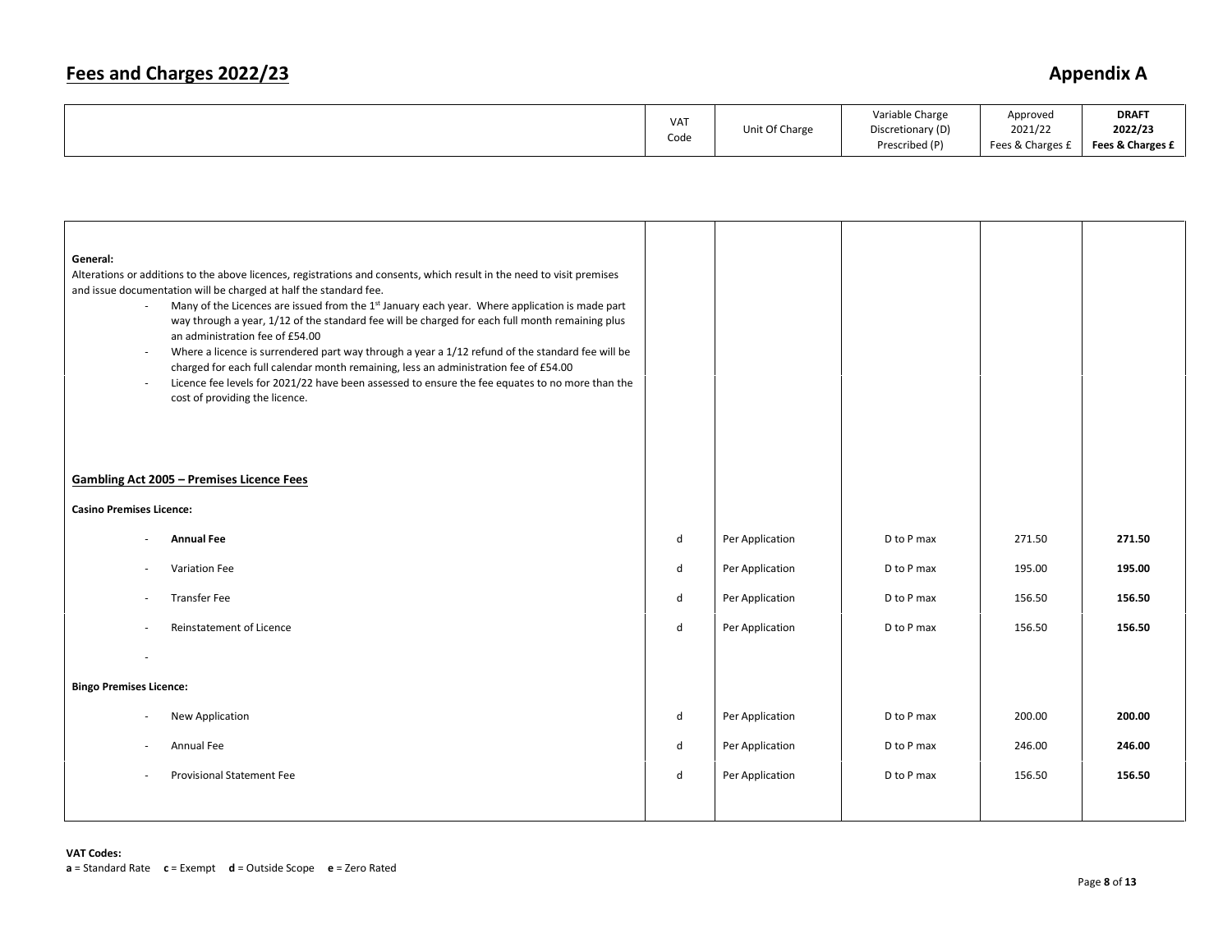# Fees and Charges 2022/23

## Appendix A

| | VAT Code | Unit Of Charge | Variable Charge Discretionary (D) Prescribed (P) | Approved 2021/22 Fees & Charges £ | **DRAFT 2022/23 Fees & Charges £** |
|---|---|---|---|---|---|
| **General:**<br>Alterations or additions to the above licences, registrations and consents, which result in the need to visit premises and issue documentation will be charged at half the standard fee.<br>- Many of the Licences are issued from the 1st January each year. Where application is made part way through a year, 1/12 of the standard fee will be charged for each full month remaining plus an administration fee of £54.00<br>- Where a licence is surrendered part way through a year a 1/12 refund of the standard fee will be charged for each full calendar month remaining, less an administration fee of £54.00<br>- Licence fee levels for 2021/22 have been assessed to ensure the fee equates to no more than the cost of providing the licence. | | | | | |
| **Gambling Act 2005 – Premises Licence Fees** | | | | | |
| **Casino Premises Licence:** | | | | | |
| - **Annual Fee** | d | Per Application | D to P max | 271.50 | **271.50** |
| - Variation Fee | d | Per Application | D to P max | 195.00 | **195.00** |
| - Transfer Fee | d | Per Application | D to P max | 156.50 | **156.50** |
| - Reinstatement of Licence | d | Per Application | D to P max | 156.50 | **156.50** |
| - | | | | | |
| **Bingo Premises Licence:** | | | | | |
| - New Application | d | Per Application | D to P max | 200.00 | **200.00** |
| - Annual Fee | d | Per Application | D to P max | 246.00 | **246.00** |
| - Provisional Statement Fee | d | Per Application | D to P max | 156.50 | **156.50** |

**VAT Codes:**
**a** = Standard Rate **c** = Exempt **d** = Outside Scope **e** = Zero Rated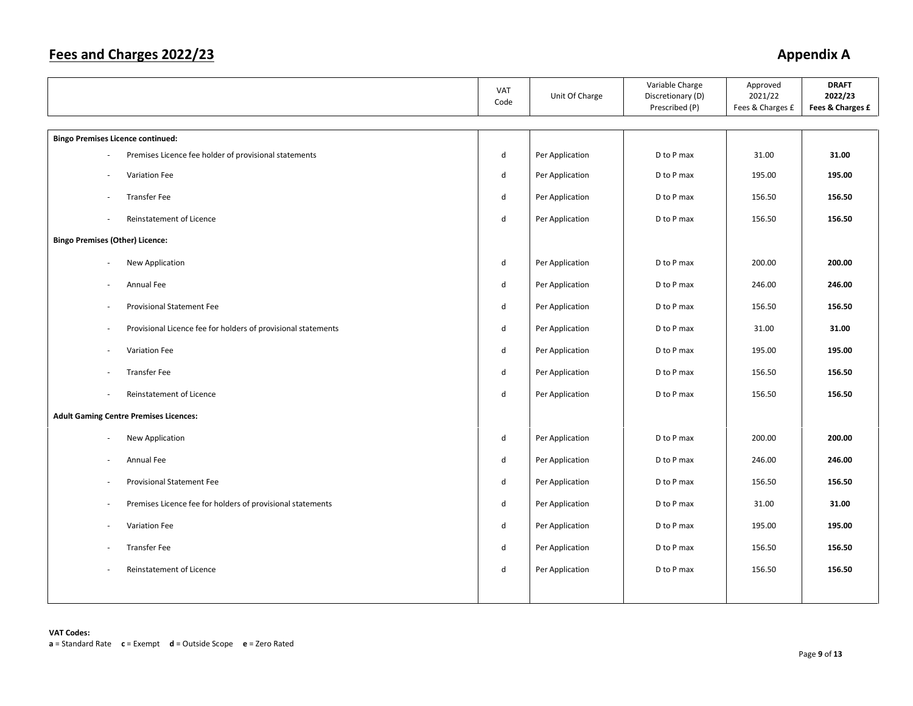## Fees and Charges 2022/23

## Appendix A

| | VAT Code | Unit Of Charge | Variable Charge Discretionary (D) Prescribed (P) | Approved 2021/22 Fees & Charges £ | **DRAFT 2022/23 Fees & Charges £** |
|---|---|---|---|---|---|
| **Bingo Premises Licence continued:** | | | | | |
| - Premises Licence fee holder of provisional statements | d | Per Application | D to P max | 31.00 | **31.00** |
| - Variation Fee | d | Per Application | D to P max | 195.00 | **195.00** |
| - Transfer Fee | d | Per Application | D to P max | 156.50 | **156.50** |
| - Reinstatement of Licence | d | Per Application | D to P max | 156.50 | **156.50** |
| **Bingo Premises (Other) Licence:** | | | | | |
| - New Application | d | Per Application | D to P max | 200.00 | **200.00** |
| - Annual Fee | d | Per Application | D to P max | 246.00 | **246.00** |
| - Provisional Statement Fee | d | Per Application | D to P max | 156.50 | **156.50** |
| - Provisional Licence fee for holders of provisional statements | d | Per Application | D to P max | 31.00 | **31.00** |
| - Variation Fee | d | Per Application | D to P max | 195.00 | **195.00** |
| - Transfer Fee | d | Per Application | D to P max | 156.50 | **156.50** |
| - Reinstatement of Licence | d | Per Application | D to P max | 156.50 | **156.50** |
| **Adult Gaming Centre Premises Licences:** | | | | | |
| - New Application | d | Per Application | D to P max | 200.00 | **200.00** |
| - Annual Fee | d | Per Application | D to P max | 246.00 | **246.00** |
| - Provisional Statement Fee | d | Per Application | D to P max | 156.50 | **156.50** |
| - Premises Licence fee for holders of provisional statements | d | Per Application | D to P max | 31.00 | **31.00** |
| - Variation Fee | d | Per Application | D to P max | 195.00 | **195.00** |
| - Transfer Fee | d | Per Application | D to P max | 156.50 | **156.50** |
| - Reinstatement of Licence | d | Per Application | D to P max | 156.50 | **156.50** |

**VAT Codes:**
**a** = Standard Rate **c** = Exempt **d** = Outside Scope **e** = Zero Rated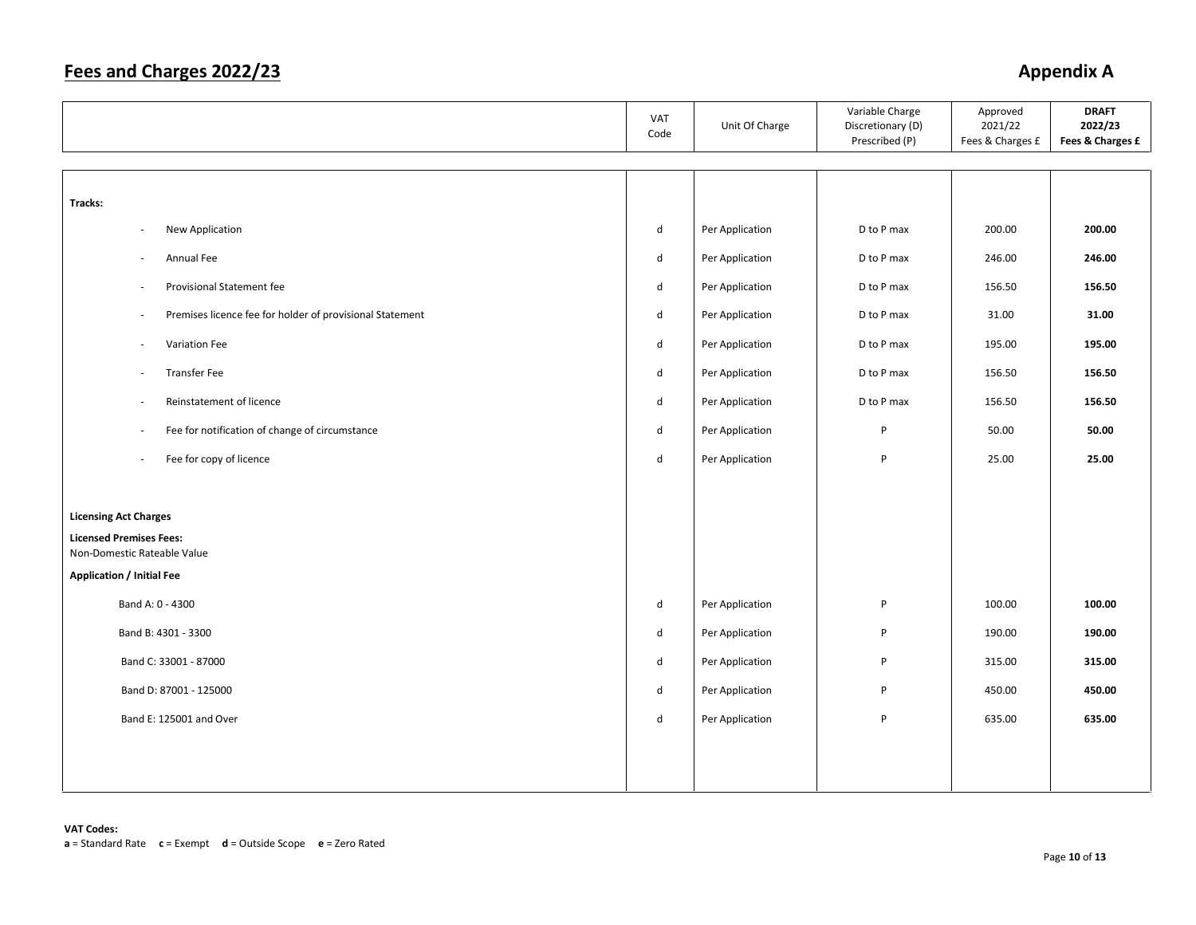## Fees and Charges 2022/23

## Appendix A

| | VAT Code | Unit Of Charge | Variable Charge Discretionary (D) Prescribed (P) | Approved 2021/22 Fees & Charges £ | **DRAFT 2022/23 Fees & Charges £** |
|---|---|---|---|---|---|
| **Tracks:** | | | | | |
| - New Application | d | Per Application | D to P max | 200.00 | **200.00** |
| - Annual Fee | d | Per Application | D to P max | 246.00 | **246.00** |
| - Provisional Statement fee | d | Per Application | D to P max | 156.50 | **156.50** |
| - Premises licence fee for holder of provisional Statement | d | Per Application | D to P max | 31.00 | **31.00** |
| - Variation Fee | d | Per Application | D to P max | 195.00 | **195.00** |
| - Transfer Fee | d | Per Application | D to P max | 156.50 | **156.50** |
| - Reinstatement of licence | d | Per Application | D to P max | 156.50 | **156.50** |
| - Fee for notification of change of circumstance | d | Per Application | P | 50.00 | **50.00** |
| - Fee for copy of licence | d | Per Application | P | 25.00 | **25.00** |
| **Licensing Act Charges** | | | | | |
| **Licensed Premises Fees:** Non-Domestic Rateable Value | | | | | |
| **Application / Initial Fee** | | | | | |
| Band A: 0 - 4300 | d | Per Application | P | 100.00 | **100.00** |
| Band B: 4301 - 3300 | d | Per Application | P | 190.00 | **190.00** |
| Band C: 33001 - 87000 | d | Per Application | P | 315.00 | **315.00** |
| Band D: 87001 - 125000 | d | Per Application | P | 450.00 | **450.00** |
| Band E: 125001 and Over | d | Per Application | P | 635.00 | **635.00** |

**VAT Codes:**
**a** = Standard Rate **c** = Exempt **d** = Outside Scope **e** = Zero Rated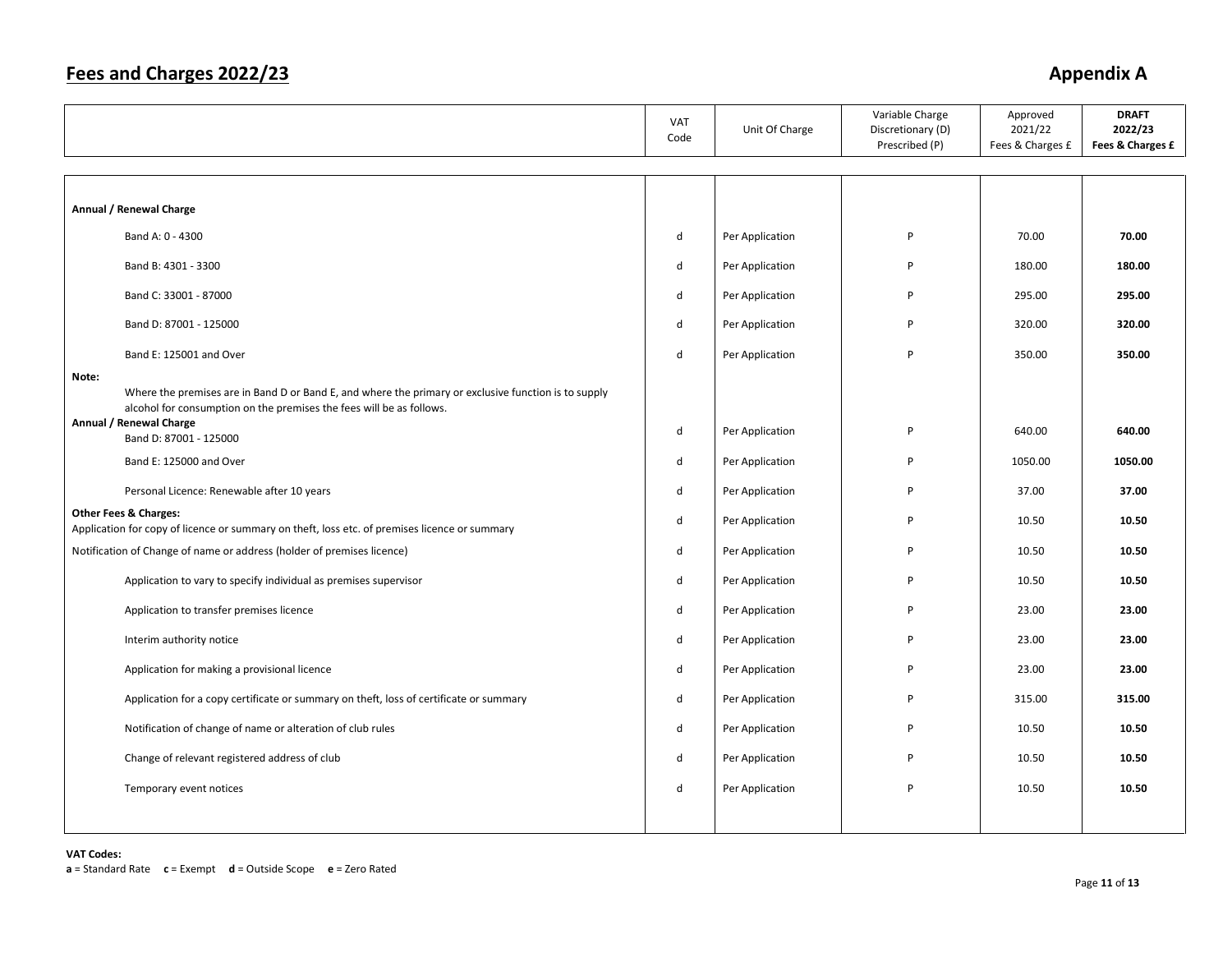## Fees and Charges 2022/23

## Appendix A

| | VAT Code | Unit Of Charge | Variable Charge Discretionary (D) Prescribed (P) | Approved 2021/22 Fees & Charges £ | **DRAFT 2022/23 Fees & Charges £** |
|---|---|---|---|---|---|
| **Annual / Renewal Charge** | | | | | |
| Band A: 0 - 4300 | d | Per Application | P | 70.00 | **70.00** |
| Band B: 4301 - 3300 | d | Per Application | P | 180.00 | **180.00** |
| Band C: 33001 - 87000 | d | Per Application | P | 295.00 | **295.00** |
| Band D: 87001 - 125000 | d | Per Application | P | 320.00 | **320.00** |
| Band E: 125001 and Over | d | Per Application | P | 350.00 | **350.00** |
| **Note:** Where the premises are in Band D or Band E, and where the primary or exclusive function is to supply alcohol for consumption on the premises the fees will be as follows. | | | | | |
| **Annual / Renewal Charge** Band D: 87001 - 125000 | d | Per Application | P | 640.00 | **640.00** |
| Band E: 125000 and Over | d | Per Application | P | 1050.00 | **1050.00** |
| Personal Licence: Renewable after 10 years | d | Per Application | P | 37.00 | **37.00** |
| **Other Fees & Charges:** Application for copy of licence or summary on theft, loss etc. of premises licence or summary | d | Per Application | P | 10.50 | **10.50** |
| Notification of Change of name or address (holder of premises licence) | d | Per Application | P | 10.50 | **10.50** |
| Application to vary to specify individual as premises supervisor | d | Per Application | P | 10.50 | **10.50** |
| Application to transfer premises licence | d | Per Application | P | 23.00 | **23.00** |
| Interim authority notice | d | Per Application | P | 23.00 | **23.00** |
| Application for making a provisional licence | d | Per Application | P | 23.00 | **23.00** |
| Application for a copy certificate or summary on theft, loss of certificate or summary | d | Per Application | P | 315.00 | **315.00** |
| Notification of change of name or alteration of club rules | d | Per Application | P | 10.50 | **10.50** |
| Change of relevant registered address of club | d | Per Application | P | 10.50 | **10.50** |
| Temporary event notices | d | Per Application | P | 10.50 | **10.50** |

**VAT Codes:**
**a** = Standard Rate **c** = Exempt **d** = Outside Scope **e** = Zero Rated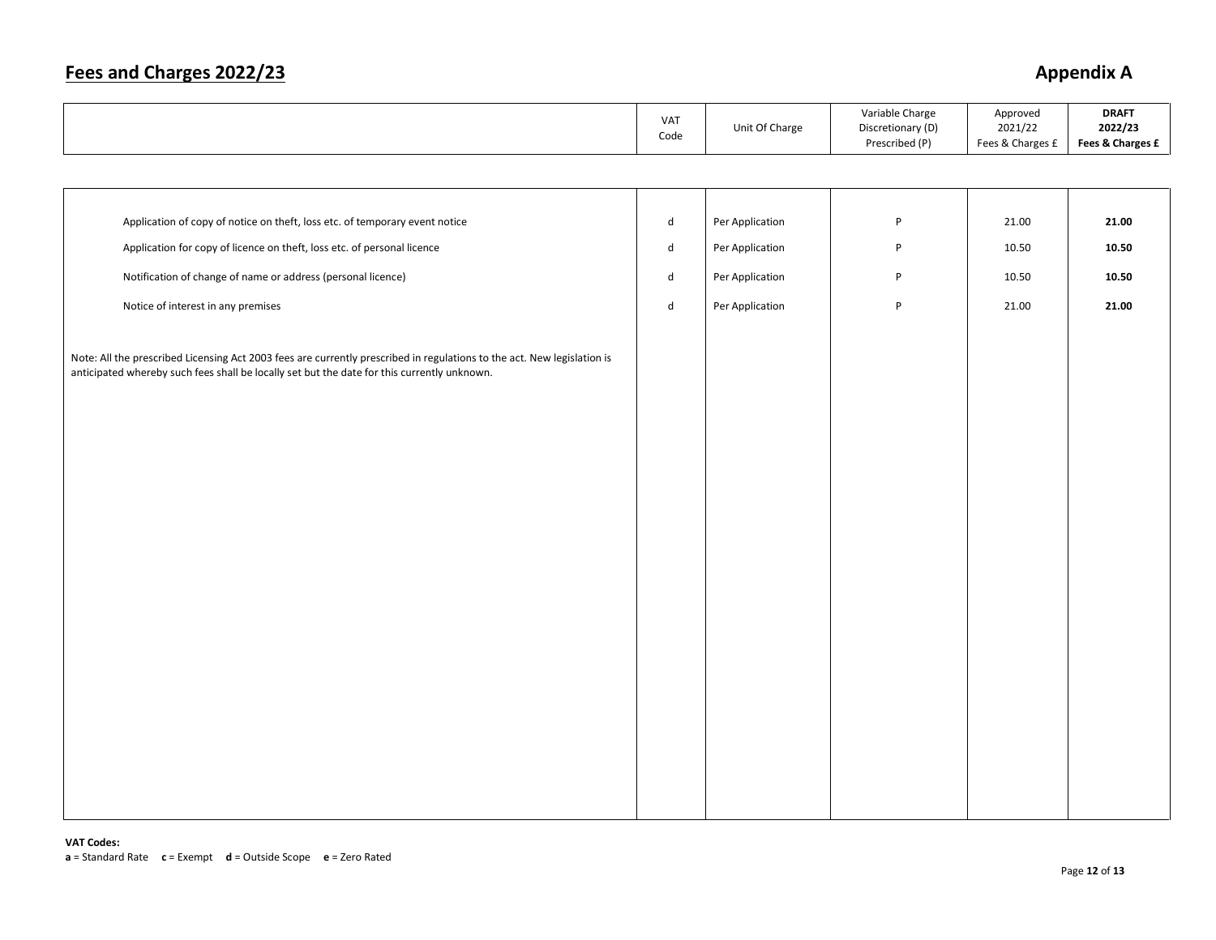# Fees and Charges 2022/23

## Appendix A

| | VAT Code | Unit Of Charge | Variable Charge Discretionary (D) Prescribed (P) | Approved 2021/22 Fees & Charges £ | **DRAFT 2022/23 Fees & Charges £** |
|---|---|---|---|---|---|
| Application of copy of notice on theft, loss etc. of temporary event notice | d | Per Application | P | 21.00 | **21.00** |
| Application for copy of licence on theft, loss etc. of personal licence | d | Per Application | P | 10.50 | **10.50** |
| Notification of change of name or address (personal licence) | d | Per Application | P | 10.50 | **10.50** |
| Notice of interest in any premises | d | Per Application | P | 21.00 | **21.00** |

Note: All the prescribed Licensing Act 2003 fees are currently prescribed in regulations to the act. New legislation is anticipated whereby such fees shall be locally set but the date for this currently unknown.

**VAT Codes:**
**a** = Standard Rate **c** = Exempt **d** = Outside Scope **e** = Zero Rated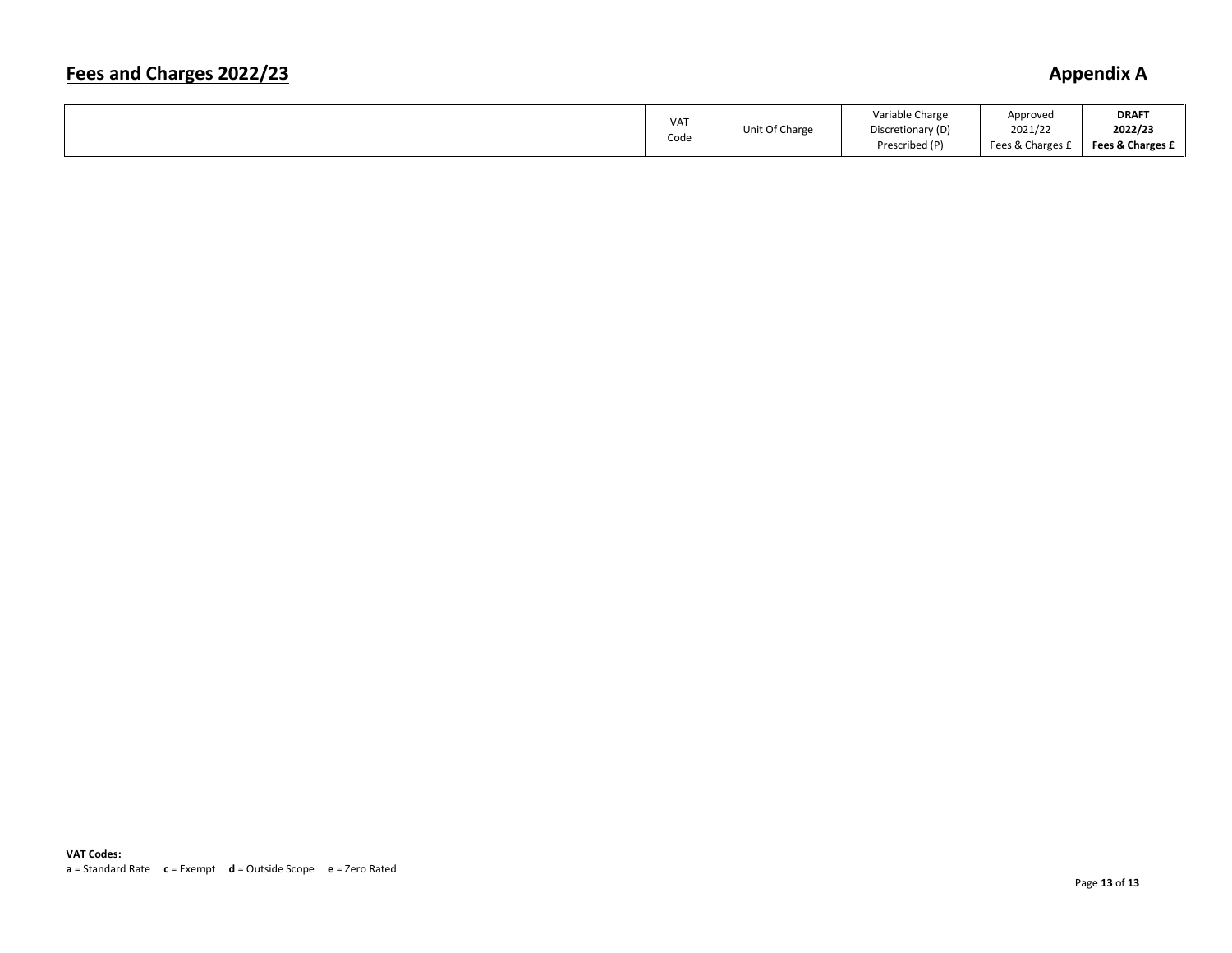# Fees and Charges 2022/23

## Appendix A

| | VAT Code | Unit Of Charge | Variable Charge Discretionary (D) Prescribed (P) | Approved 2021/22 Fees & Charges £ | **DRAFT 2022/23 Fees & Charges £** |
|---|---|---|---|---|---|

**VAT Codes:**
**a** = Standard Rate **c** = Exempt **d** = Outside Scope **e** = Zero Rated